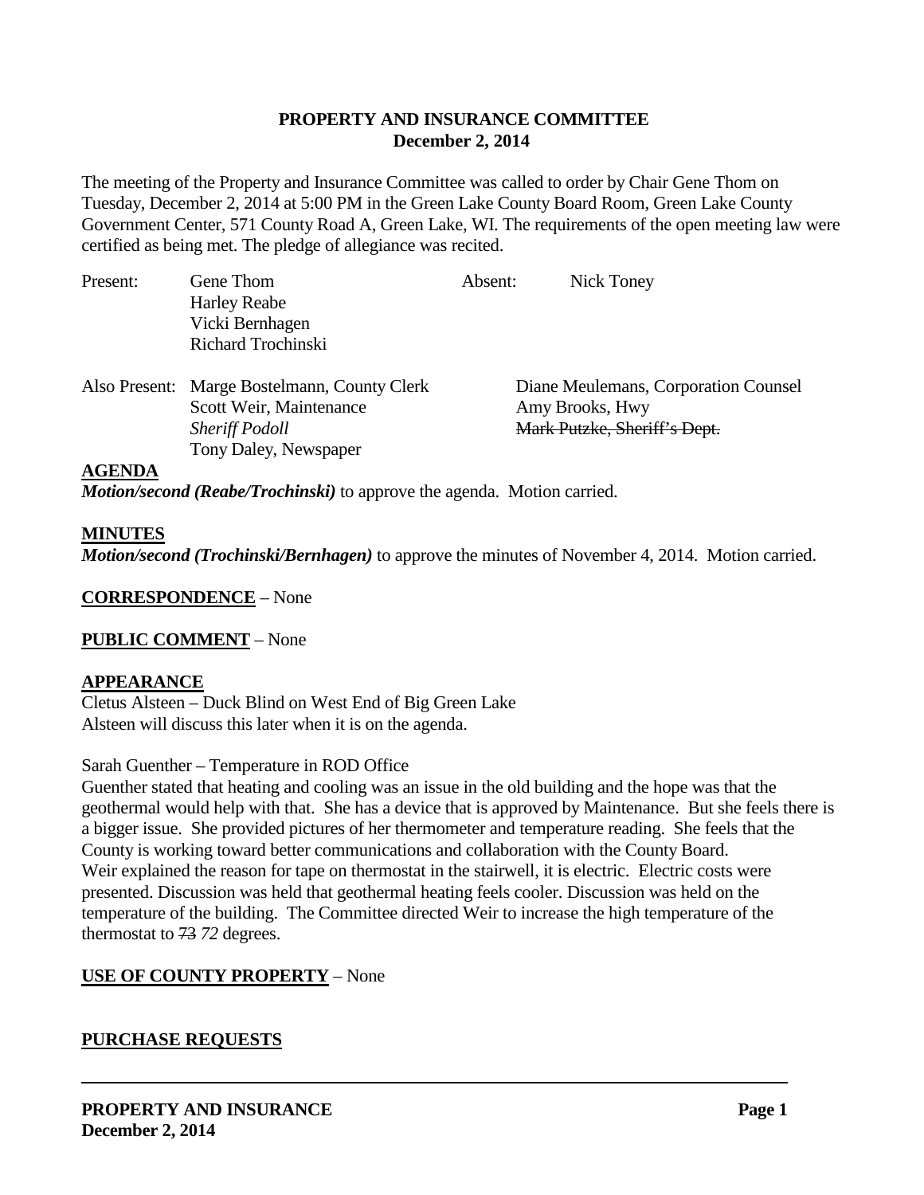# PROPERTY AND INSURANCE COMMITTEE
**December 2, 2014**

The meeting of the Property and Insurance Committee was called to order by Chair Gene Thom on Tuesday, December 2, 2014 at 5:00 PM in the Green Lake County Board Room, Green Lake County Government Center, 571 County Road A, Green Lake, WI. The requirements of the open meeting law were certified as being met. The pledge of allegiance was recited.

| Present: | Gene Thom | Absent: | Nick Toney |
|---|---|---|---|
| | Harley Reabe | | |
| | Vicki Bernhagen | | |
| | Richard Trochinski | | |

| Also Present: | Marge Bostelmann, County Clerk | Diane Meulemans, Corporation Counsel |
|---|---|---|
| | Scott Weir, Maintenance | Amy Brooks, Hwy |
| | *Sheriff Podoll* | ~~Mark Putzke, Sheriff's Dept.~~ |
| | Tony Daley, Newspaper | |

**AGENDA**

***Motion/second (Reabe/Trochinski)*** to approve the agenda. Motion carried.

**MINUTES**

***Motion/second (Trochinski/Bernhagen)*** to approve the minutes of November 4, 2014. Motion carried.

**CORRESPONDENCE** – None

**PUBLIC COMMENT** – None

**APPEARANCE**

Cletus Alsteen – Duck Blind on West End of Big Green Lake
Alsteen will discuss this later when it is on the agenda.

Sarah Guenther – Temperature in ROD Office
Guenther stated that heating and cooling was an issue in the old building and the hope was that the geothermal would help with that. She has a device that is approved by Maintenance. But she feels there is a bigger issue. She provided pictures of her thermometer and temperature reading. She feels that the County is working toward better communications and collaboration with the County Board.
Weir explained the reason for tape on thermostat in the stairwell, it is electric. Electric costs were presented. Discussion was held that geothermal heating feels cooler. Discussion was held on the temperature of the building. The Committee directed Weir to increase the high temperature of the thermostat to ~~73~~ *72* degrees.

**USE OF COUNTY PROPERTY** – None

**PURCHASE REQUESTS**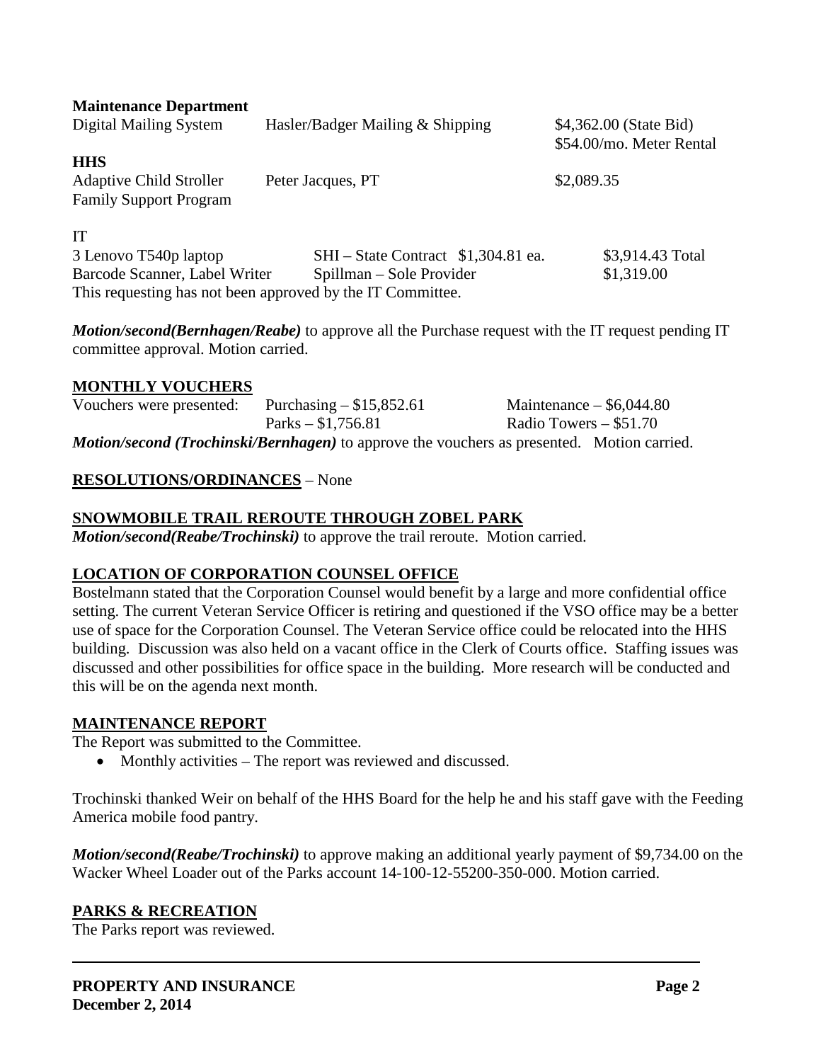**Maintenance Department**

| | | |
|---|---|---|
| Digital Mailing System | Hasler/Badger Mailing & Shipping | $4,362.00 (State Bid) $54.00/mo. Meter Rental |

**HHS**

| | | |
|---|---|---|
| Adaptive Child Stroller Family Support Program | Peter Jacques, PT | $2,089.35 |

IT

| | | |
|---|---|---|
| 3 Lenovo T540p laptop | SHI – State Contract $1,304.81 ea. | $3,914.43 Total |
| Barcode Scanner, Label Writer | Spillman – Sole Provider | $1,319.00 |

This requesting has not been approved by the IT Committee.

***Motion/second(Bernhagen/Reabe)*** to approve all the Purchase request with the IT request pending IT committee approval. Motion carried.

## MONTHLY VOUCHERS

| | | |
|---|---|---|
| Vouchers were presented: | Purchasing – $15,852.61 | Maintenance – $6,044.80 |
| | Parks – $1,756.81 | Radio Towers – $51.70 |

***Motion/second (Trochinski/Bernhagen)*** to approve the vouchers as presented. Motion carried.

## RESOLUTIONS/ORDINANCES – None

## SNOWMOBILE TRAIL REROUTE THROUGH ZOBEL PARK

***Motion/second(Reabe/Trochinski)*** to approve the trail reroute. Motion carried.

## LOCATION OF CORPORATION COUNSEL OFFICE

Bostelmann stated that the Corporation Counsel would benefit by a large and more confidential office setting. The current Veteran Service Officer is retiring and questioned if the VSO office may be a better use of space for the Corporation Counsel. The Veteran Service office could be relocated into the HHS building. Discussion was also held on a vacant office in the Clerk of Courts office. Staffing issues was discussed and other possibilities for office space in the building. More research will be conducted and this will be on the agenda next month.

## MAINTENANCE REPORT

The Report was submitted to the Committee.

- Monthly activities – The report was reviewed and discussed.

Trochinski thanked Weir on behalf of the HHS Board for the help he and his staff gave with the Feeding America mobile food pantry.

***Motion/second(Reabe/Trochinski)*** to approve making an additional yearly payment of $9,734.00 on the Wacker Wheel Loader out of the Parks account 14-100-12-55200-350-000. Motion carried.

## PARKS & RECREATION

The Parks report was reviewed.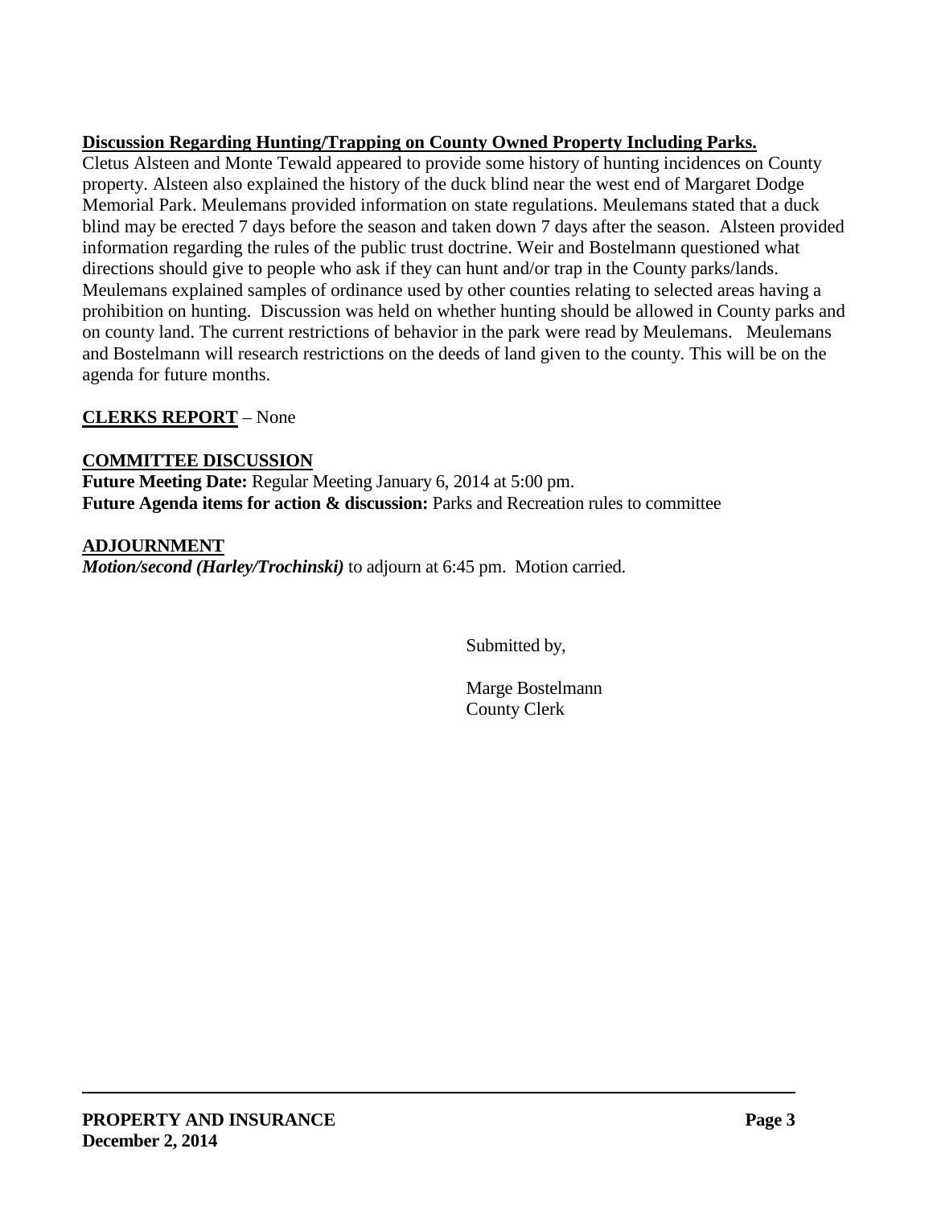**Discussion Regarding Hunting/Trapping on County Owned Property Including Parks.**

Cletus Alsteen and Monte Tewald appeared to provide some history of hunting incidences on County property. Alsteen also explained the history of the duck blind near the west end of Margaret Dodge Memorial Park. Meulemans provided information on state regulations. Meulemans stated that a duck blind may be erected 7 days before the season and taken down 7 days after the season. Alsteen provided information regarding the rules of the public trust doctrine. Weir and Bostelmann questioned what directions should give to people who ask if they can hunt and/or trap in the County parks/lands. Meulemans explained samples of ordinance used by other counties relating to selected areas having a prohibition on hunting. Discussion was held on whether hunting should be allowed in County parks and on county land. The current restrictions of behavior in the park were read by Meulemans. Meulemans and Bostelmann will research restrictions on the deeds of land given to the county. This will be on the agenda for future months.

**CLERKS REPORT** – None

**COMMITTEE DISCUSSION**

**Future Meeting Date:** Regular Meeting January 6, 2014 at 5:00 pm.
**Future Agenda items for action & discussion:** Parks and Recreation rules to committee

**ADJOURNMENT**

***Motion/second (Harley/Trochinski)*** to adjourn at 6:45 pm. Motion carried.

Submitted by,

Marge Bostelmann
County Clerk